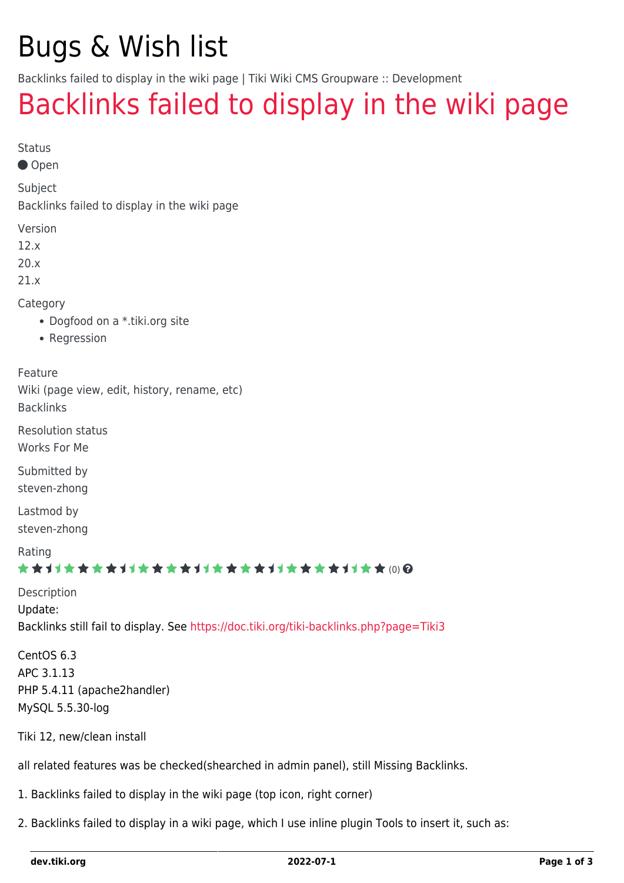# Bugs & Wish list

Backlinks failed to display in the wiki page | Tiki Wiki CMS Groupware :: Development

## Backlinks failed to display in the wiki page

Status

Open

Subject

Backlinks failed to display in the wiki page

Version

12.x
20.x
21.x

Category

- Dogfood on a *.tiki.org site
- Regression

Feature

Wiki (page view, edit, history, rename, etc)
Backlinks

Resolution status

Works For Me

Submitted by

steven-zhong

Lastmod by

steven-zhong

Rating

(0)

Description

Update:
Backlinks still fail to display. See https://doc.tiki.org/tiki-backlinks.php?page=Tiki3

CentOS 6.3
APC 3.1.13
PHP 5.4.11 (apache2handler)
MySQL 5.5.30-log

Tiki 12, new/clean install

all related features was be checked(shearched in admin panel), still Missing Backlinks.

1. Backlinks failed to display in the wiki page (top icon, right corner)

2. Backlinks failed to display in a wiki page, which I use inline plugin Tools to insert it, such as: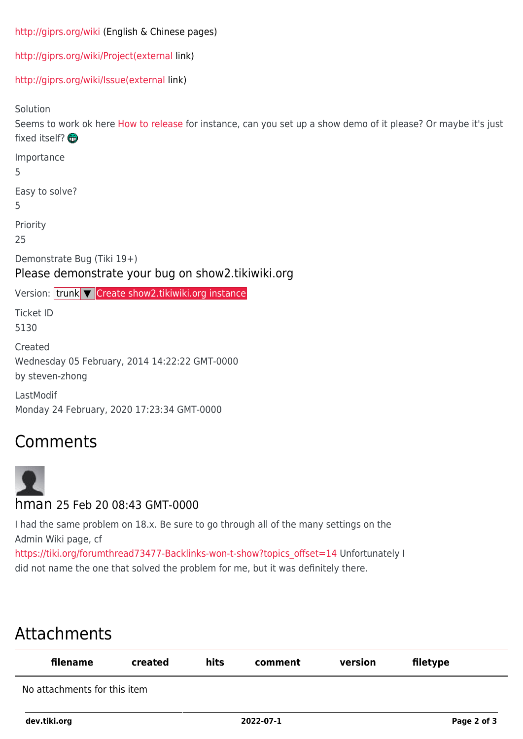http://gipprs.org/wiki (English & Chinese pages)

http://gipprs.org/wiki/Project(external link)

http://gipprs.org/wiki/Issue(external link)

Solution

Seems to work ok here How to release for instance, can you set up a show demo of it please? Or maybe it's just fixed itself?

Importance

5

Easy to solve?

5

Priority

25

Demonstrate Bug (Tiki 19+)

### Please demonstrate your bug on show2.tikiwiki.org

Version: trunk ▼ Create show2.tikiwiki.org instance

Ticket ID

5130

Created

Wednesday 05 February, 2014 14:22:22 GMT-0000

by steven-zhong

LastModif

Monday 24 February, 2020 17:23:34 GMT-0000

## Comments

### hman 25 Feb 20 08:43 GMT-0000

I had the same problem on 18.x. Be sure to go through all of the many settings on the Admin Wiki page, cf https://tiki.org/forumthread73477-Backlinks-won-t-show?topics_offset=14 Unfortunately I did not name the one that solved the problem for me, but it was definitely there.

## Attachments

| filename | created | hits | comment | version | filetype |
| --- | --- | --- | --- | --- | --- |
| No attachments for this item | | | | | |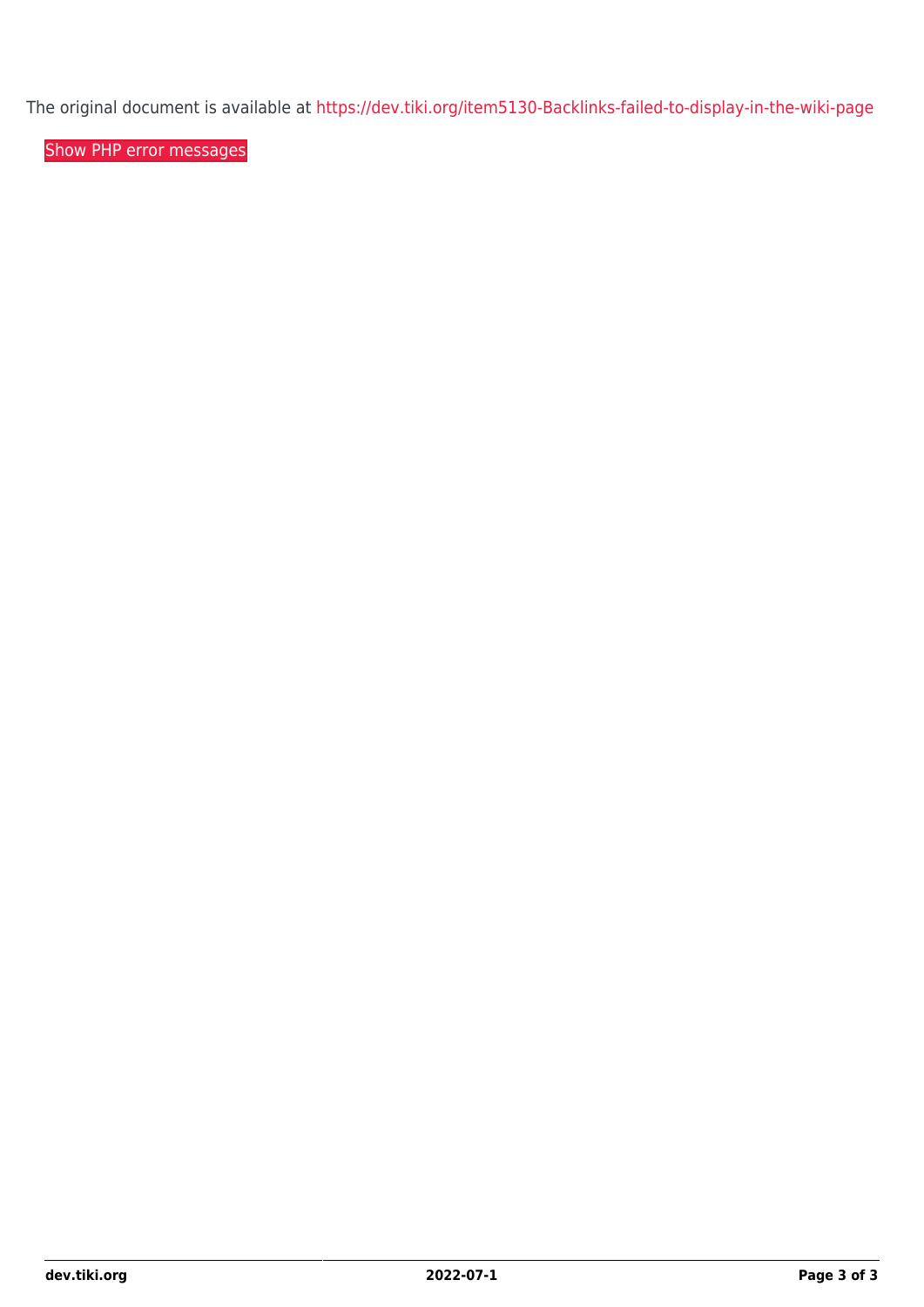The original document is available at https://dev.tiki.org/item5130-Backlinks-failed-to-display-in-the-wiki-page

Show PHP error messages